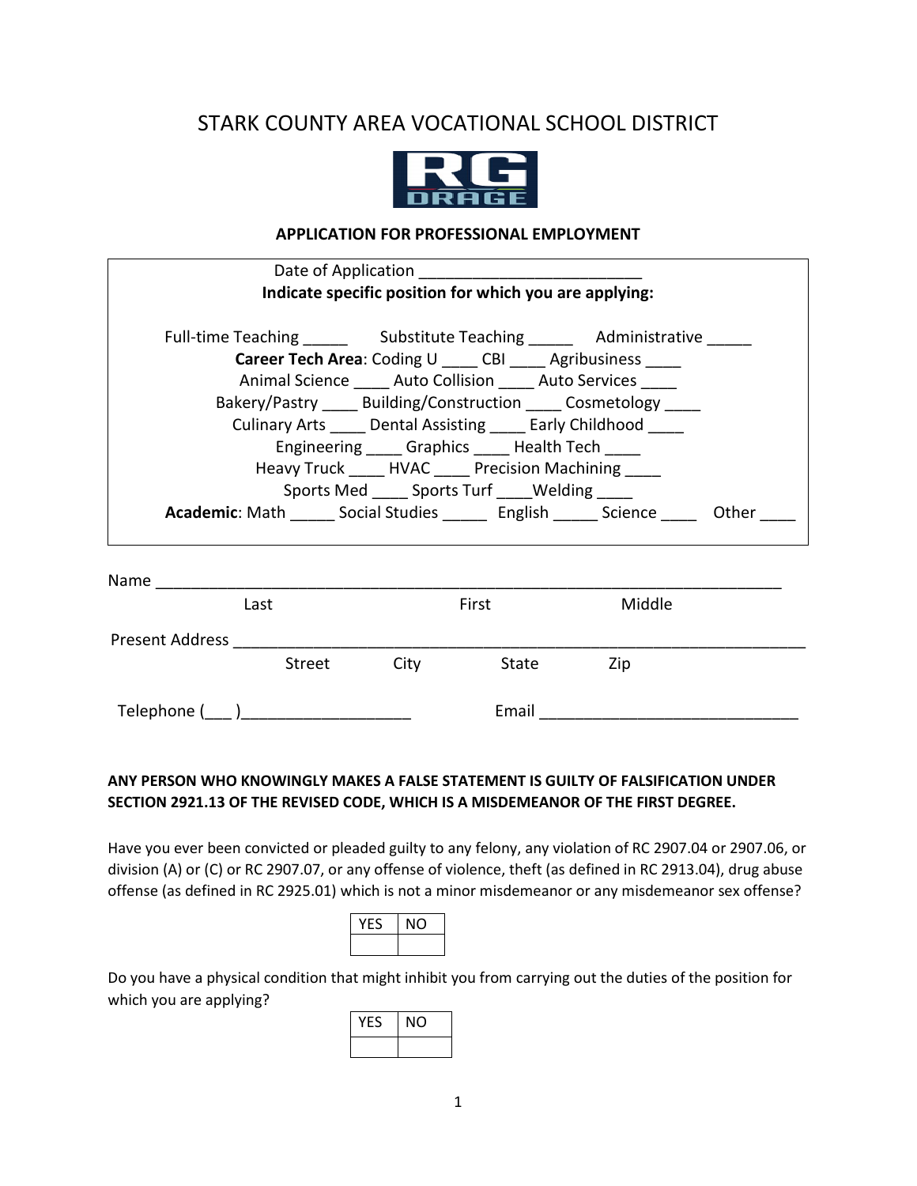# STARK COUNTY AREA VOCATIONAL SCHOOL DISTRICT

## APPLICATION FOR PROFESSIONAL EMPLOYMENT

Date of Application _________________________

**Indicate specific position for which you are applying:**

Full-time Teaching _____ Substitute Teaching _____ Administrative _____

**Career Tech Area**: Coding U ____ CBI ____ Agribusiness ____
Animal Science ____ Auto Collision ____ Auto Services ____
Bakery/Pastry ____ Building/Construction ____ Cosmetology ____
Culinary Arts ____ Dental Assisting ____ Early Childhood ____
Engineering ____ Graphics ____ Health Tech ____
Heavy Truck ____ HVAC ____ Precision Machining ____
Sports Med ____ Sports Turf ____Welding ____

**Academic**: Math _____ Social Studies _____ English _____ Science ____ Other ____

Name ___________________________________________________________________________
Last First Middle

Present Address _________________________________________________________________
Street City State Zip

Telephone (___ )___________________ Email _____________________________

**ANY PERSON WHO KNOWINGLY MAKES A FALSE STATEMENT IS GUILTY OF FALSIFICATION UNDER SECTION 2921.13 OF THE REVISED CODE, WHICH IS A MISDEMEANOR OF THE FIRST DEGREE.**

Have you ever been convicted or pleaded guilty to any felony, any violation of RC 2907.04 or 2907.06, or division (A) or (C) or RC 2907.07, or any offense of violence, theft (as defined in RC 2913.04), drug abuse offense (as defined in RC 2925.01) which is not a minor misdemeanor or any misdemeanor sex offense?

| YES | NO |
| --- | --- |
| | |

Do you have a physical condition that might inhibit you from carrying out the duties of the position for which you are applying?

| YES | NO |
| --- | --- |
| | |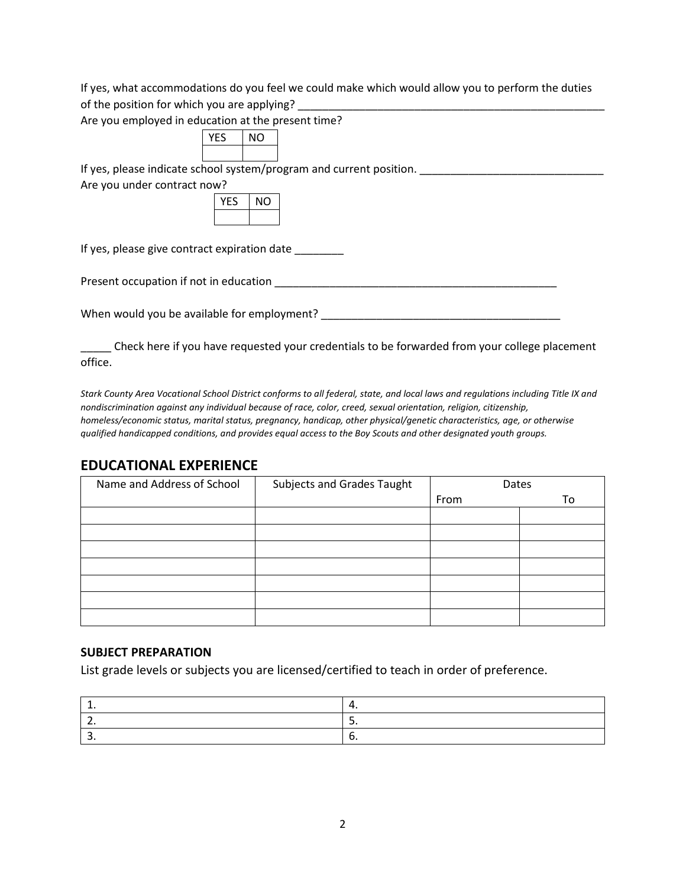If yes, what accommodations do you feel we could make which would allow you to perform the duties of the position for which you are applying? ____________________________________________________

Are you employed in education at the present time?

| YES | NO |
|---|---|
| | |

If yes, please indicate school system/program and current position. ______________________________

Are you under contract now?

| YES | NO |
|---|---|
| | |

If yes, please give contract expiration date ________

Present occupation if not in education ________________________________________________

When would you be available for employment? ________________________________________

_____ Check here if you have requested your credentials to be forwarded from your college placement office.

*Stark County Area Vocational School District conforms to all federal, state, and local laws and regulations including Title IX and nondiscrimination against any individual because of race, color, creed, sexual orientation, religion, citizenship, homeless/economic status, marital status, pregnancy, handicap, other physical/genetic characteristics, age, or otherwise qualified handicapped conditions, and provides equal access to the Boy Scouts and other designated youth groups.*

## EDUCATIONAL EXPERIENCE

| Name and Address of School | Subjects and Grades Taught | Dates | |
|---|---|---|---|
| | | From | To |
| | | | |
| | | | |
| | | | |
| | | | |
| | | | |
| | | | |
| | | | |

### SUBJECT PREPARATION

List grade levels or subjects you are licensed/certified to teach in order of preference.

| | |
|---|---|
| 1. | 4. |
| 2. | 5. |
| 3. | 6. |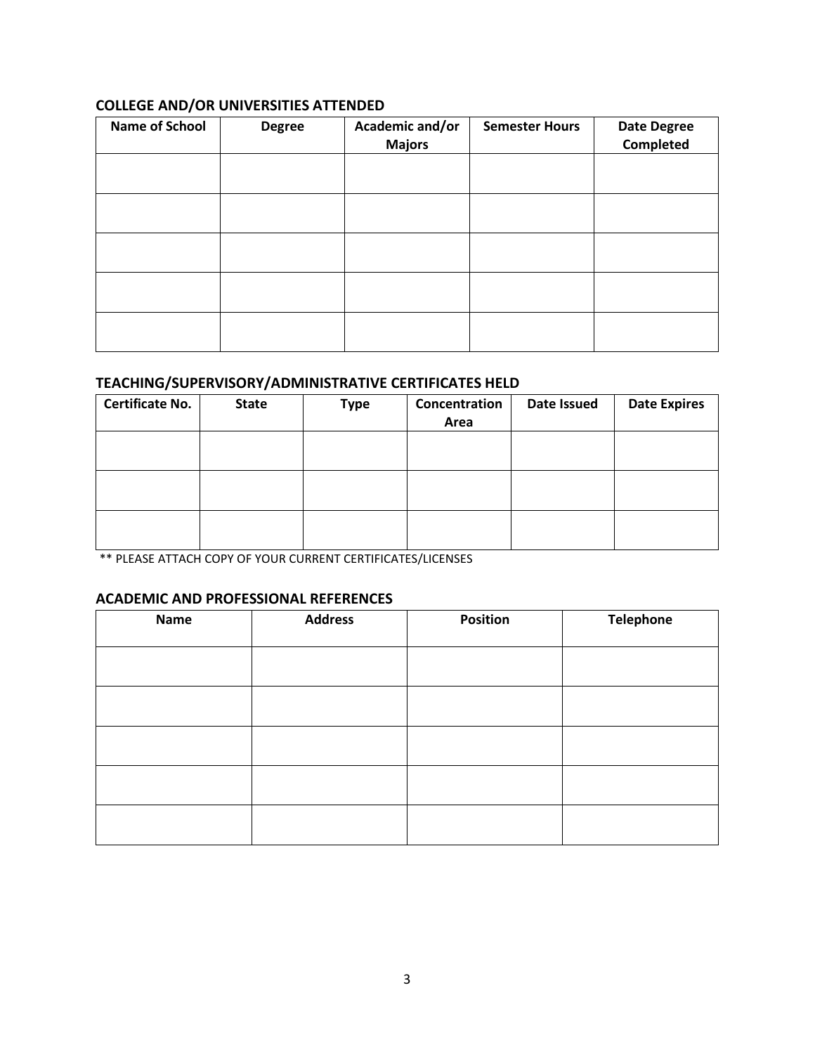### COLLEGE AND/OR UNIVERSITIES ATTENDED

| Name of School | Degree | Academic and/or Majors | Semester Hours | Date Degree Completed |
|---|---|---|---|---|
| | | | | |
| | | | | |
| | | | | |
| | | | | |
| | | | | |

### TEACHING/SUPERVISORY/ADMINISTRATIVE CERTIFICATES HELD

| Certificate No. | State | Type | Concentration Area | Date Issued | Date Expires |
|---|---|---|---|---|---|
| | | | | | |
| | | | | | |
| | | | | | |

** PLEASE ATTACH COPY OF YOUR CURRENT CERTIFICATES/LICENSES

### ACADEMIC AND PROFESSIONAL REFERENCES

| Name | Address | Position | Telephone |
|---|---|---|---|
| | | | |
| | | | |
| | | | |
| | | | |
| | | | |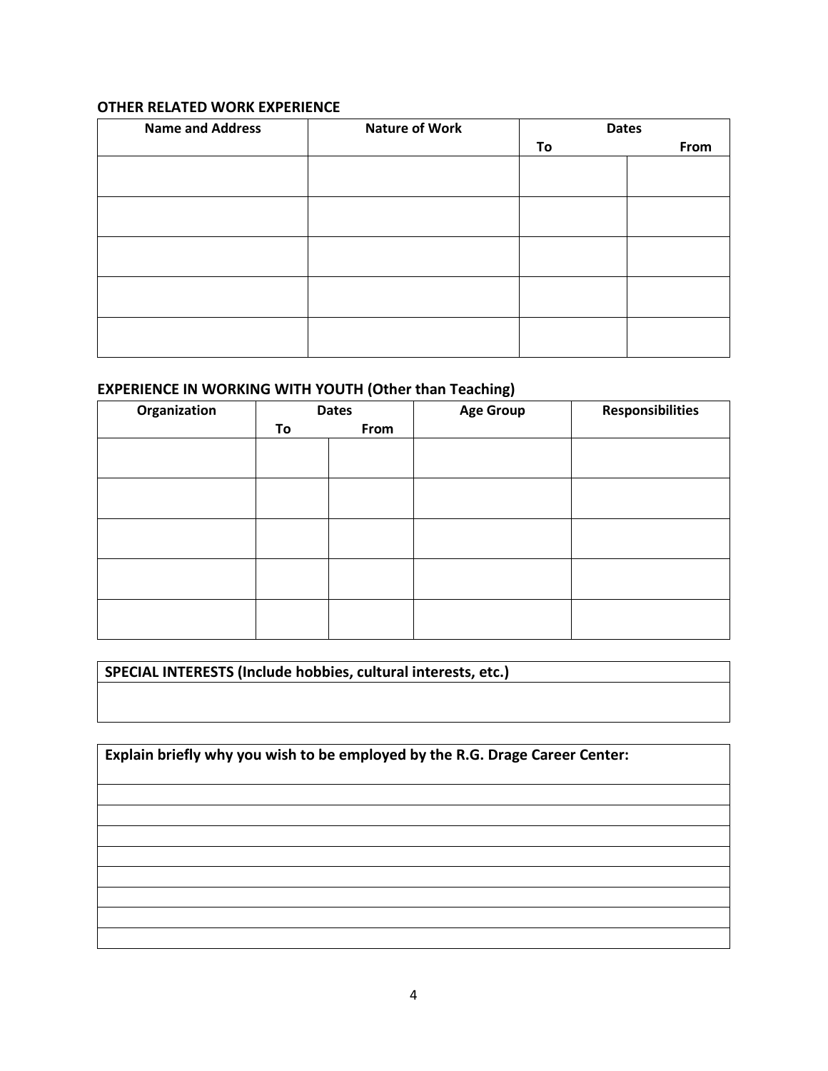**OTHER RELATED WORK EXPERIENCE**

| Name and Address | Nature of Work | Dates | |
|---|---|---|---|
| | | To | From |
| | | | |
| | | | |
| | | | |
| | | | |
| | | | |

**EXPERIENCE IN WORKING WITH YOUTH (Other than Teaching)**

| Organization | Dates | | Age Group | Responsibilities |
|---|---|---|---|---|
| | To | From | | |
| | | | | |
| | | | | |
| | | | | |
| | | | | |
| | | | | |

| SPECIAL INTERESTS (Include hobbies, cultural interests, etc.) |
|---|
| |

| Explain briefly why you wish to be employed by the R.G. Drage Career Center: |
|---|
| |
| |
| |
| |
| |
| |
| |
| |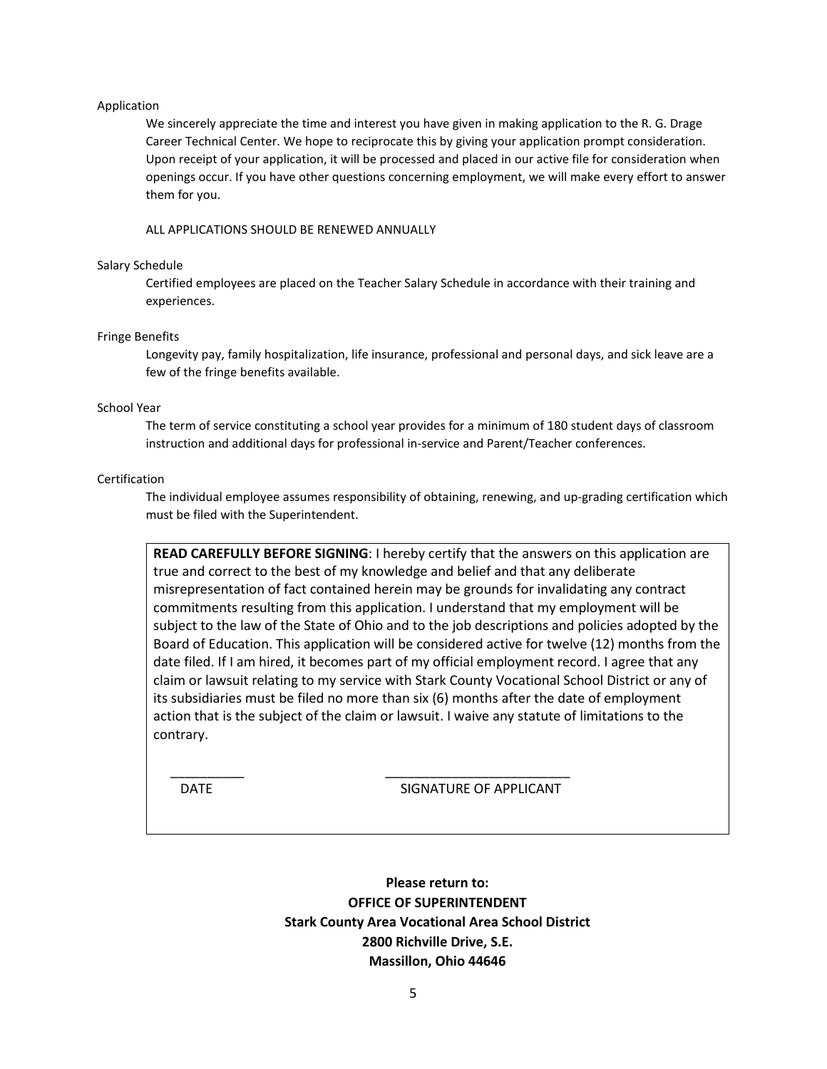## Application

We sincerely appreciate the time and interest you have given in making application to the R. G. Drage Career Technical Center. We hope to reciprocate this by giving your application prompt consideration. Upon receipt of your application, it will be processed and placed in our active file for consideration when openings occur. If you have other questions concerning employment, we will make every effort to answer them for you.

ALL APPLICATIONS SHOULD BE RENEWED ANNUALLY

## Salary Schedule

Certified employees are placed on the Teacher Salary Schedule in accordance with their training and experiences.

## Fringe Benefits

Longevity pay, family hospitalization, life insurance, professional and personal days, and sick leave are a few of the fringe benefits available.

## School Year

The term of service constituting a school year provides for a minimum of 180 student days of classroom instruction and additional days for professional in-service and Parent/Teacher conferences.

## Certification

The individual employee assumes responsibility of obtaining, renewing, and up-grading certification which must be filed with the Superintendent.

**READ CAREFULLY BEFORE SIGNING**: I hereby certify that the answers on this application are true and correct to the best of my knowledge and belief and that any deliberate misrepresentation of fact contained herein may be grounds for invalidating any contract commitments resulting from this application. I understand that my employment will be subject to the law of the State of Ohio and to the job descriptions and policies adopted by the Board of Education. This application will be considered active for twelve (12) months from the date filed. If I am hired, it becomes part of my official employment record. I agree that any claim or lawsuit relating to my service with Stark County Vocational School District or any of its subsidiaries must be filed no more than six (6) months after the date of employment action that is the subject of the claim or lawsuit. I waive any statute of limitations to the contrary.

__________ _________________________

DATE SIGNATURE OF APPLICANT

**Please return to:**
**OFFICE OF SUPERINTENDENT**
**Stark County Area Vocational Area School District**
**2800 Richville Drive, S.E.**
**Massillon, Ohio 44646**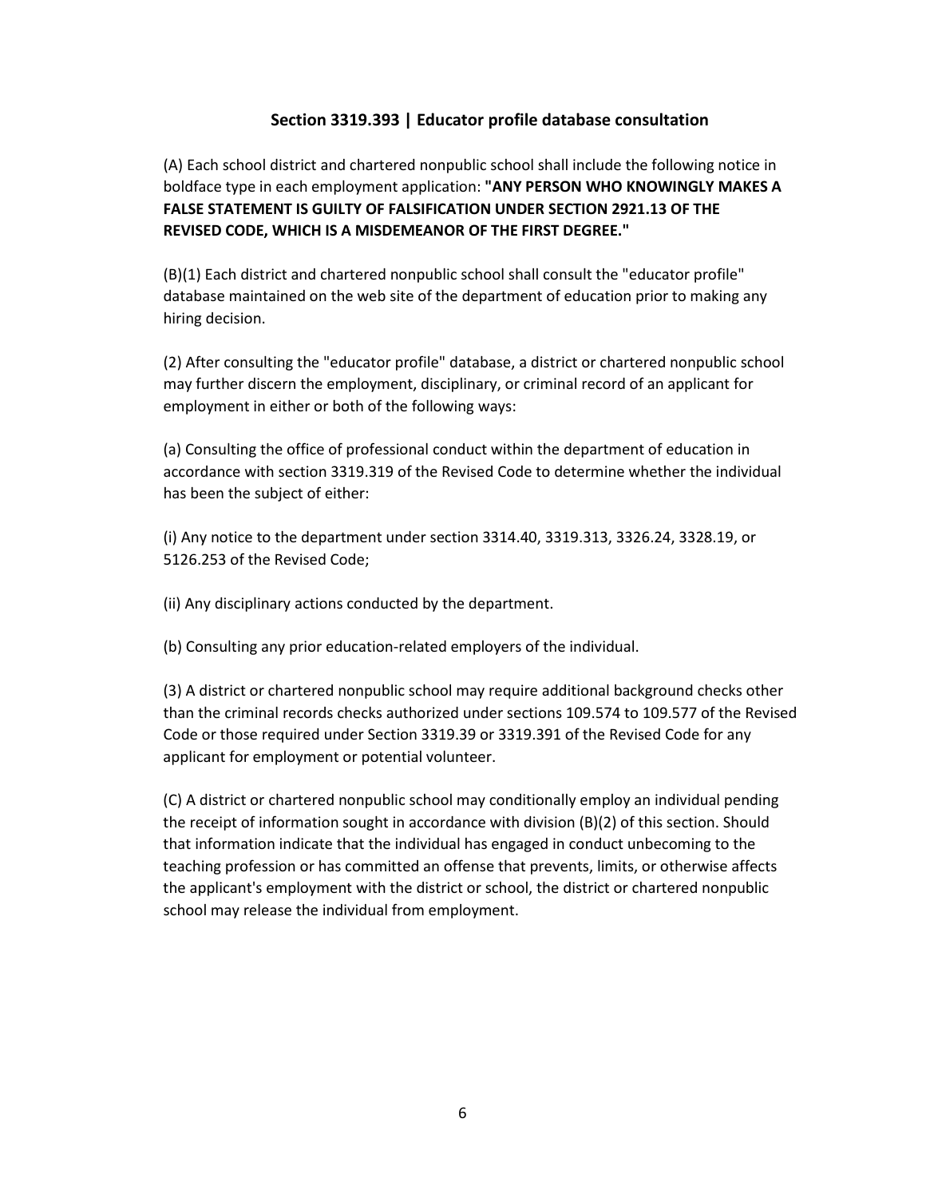## Section 3319.393 | Educator profile database consultation

(A) Each school district and chartered nonpublic school shall include the following notice in boldface type in each employment application: **"ANY PERSON WHO KNOWINGLY MAKES A FALSE STATEMENT IS GUILTY OF FALSIFICATION UNDER SECTION 2921.13 OF THE REVISED CODE, WHICH IS A MISDEMEANOR OF THE FIRST DEGREE."**

(B)(1) Each district and chartered nonpublic school shall consult the "educator profile" database maintained on the web site of the department of education prior to making any hiring decision.

(2) After consulting the "educator profile" database, a district or chartered nonpublic school may further discern the employment, disciplinary, or criminal record of an applicant for employment in either or both of the following ways:

(a) Consulting the office of professional conduct within the department of education in accordance with section 3319.319 of the Revised Code to determine whether the individual has been the subject of either:

(i) Any notice to the department under section 3314.40, 3319.313, 3326.24, 3328.19, or 5126.253 of the Revised Code;

(ii) Any disciplinary actions conducted by the department.

(b) Consulting any prior education-related employers of the individual.

(3) A district or chartered nonpublic school may require additional background checks other than the criminal records checks authorized under sections 109.574 to 109.577 of the Revised Code or those required under Section 3319.39 or 3319.391 of the Revised Code for any applicant for employment or potential volunteer.

(C) A district or chartered nonpublic school may conditionally employ an individual pending the receipt of information sought in accordance with division (B)(2) of this section. Should that information indicate that the individual has engaged in conduct unbecoming to the teaching profession or has committed an offense that prevents, limits, or otherwise affects the applicant's employment with the district or school, the district or chartered nonpublic school may release the individual from employment.